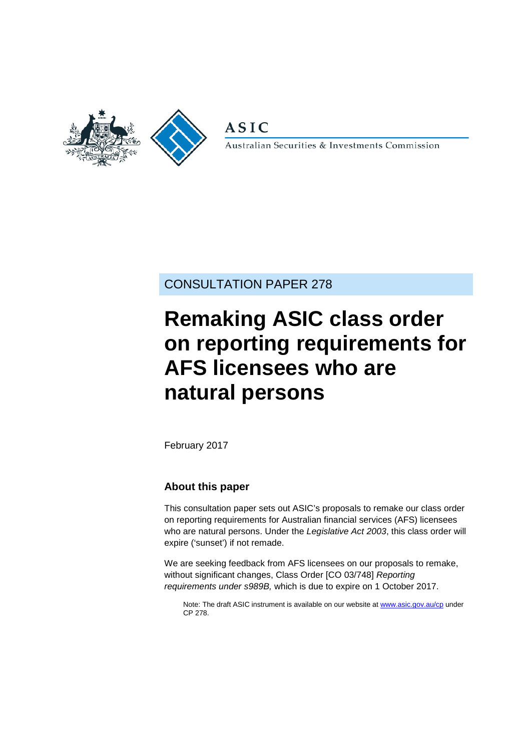ASIC

Australian Securities & Investments Commission

CONSULTATION PAPER 278

# Remaking ASIC class order on reporting requirements for AFS licensees who are natural persons

February 2017

## About this paper

This consultation paper sets out ASIC's proposals to remake our class order on reporting requirements for Australian financial services (AFS) licensees who are natural persons. Under the *Legislative Act 2003*, this class order will expire ('sunset') if not remade.

We are seeking feedback from AFS licensees on our proposals to remake, without significant changes, Class Order [CO 03/748] *Reporting requirements under s989B,* which is due to expire on 1 October 2017.

> Note: The draft ASIC instrument is available on our website at [www.asic.gov.au/cp](www.asic.gov.au/cp) under CP 278.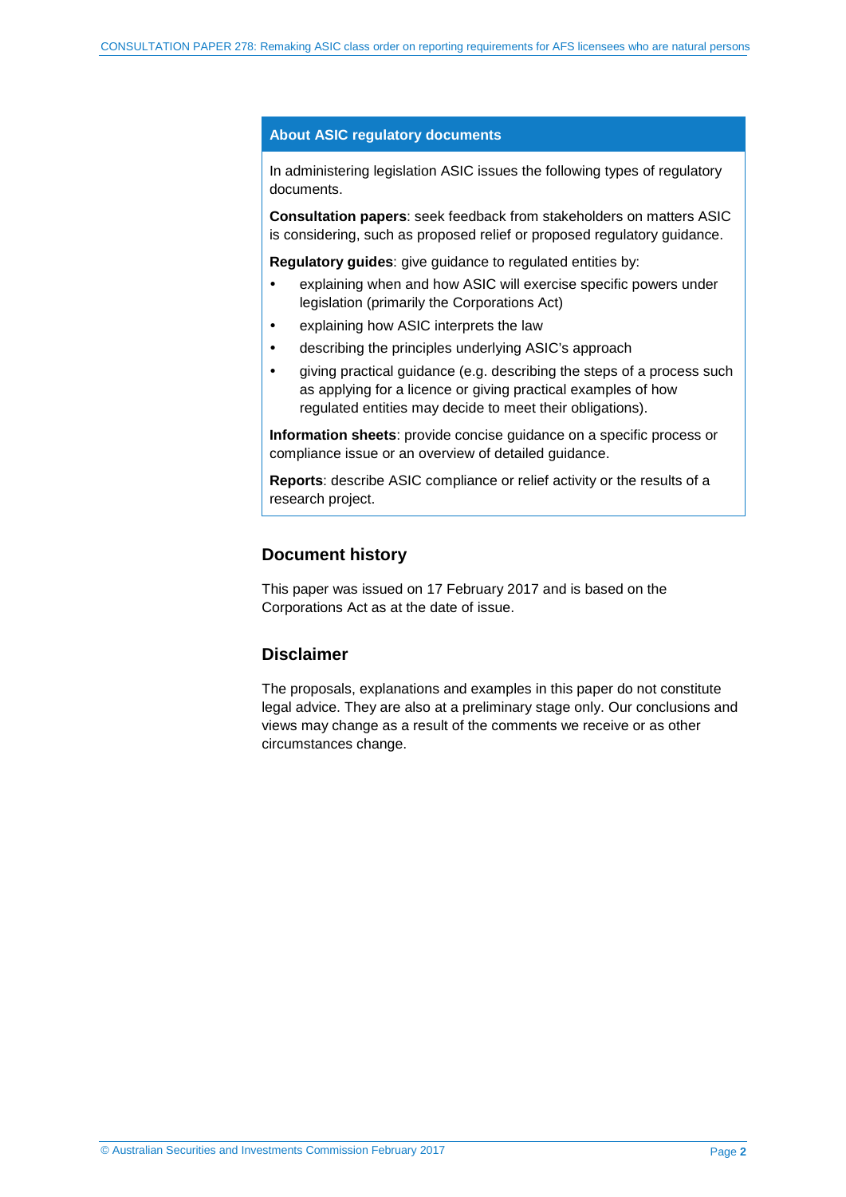## About ASIC regulatory documents

In administering legislation ASIC issues the following types of regulatory documents.

**Consultation papers**: seek feedback from stakeholders on matters ASIC is considering, such as proposed relief or proposed regulatory guidance.

**Regulatory guides**: give guidance to regulated entities by:

- explaining when and how ASIC will exercise specific powers under legislation (primarily the Corporations Act)
- explaining how ASIC interprets the law
- describing the principles underlying ASIC's approach
- giving practical guidance (e.g. describing the steps of a process such as applying for a licence or giving practical examples of how regulated entities may decide to meet their obligations).

**Information sheets**: provide concise guidance on a specific process or compliance issue or an overview of detailed guidance.

**Reports**: describe ASIC compliance or relief activity or the results of a research project.

## Document history

This paper was issued on 17 February 2017 and is based on the Corporations Act as at the date of issue.

## Disclaimer

The proposals, explanations and examples in this paper do not constitute legal advice. They are also at a preliminary stage only. Our conclusions and views may change as a result of the comments we receive or as other circumstances change.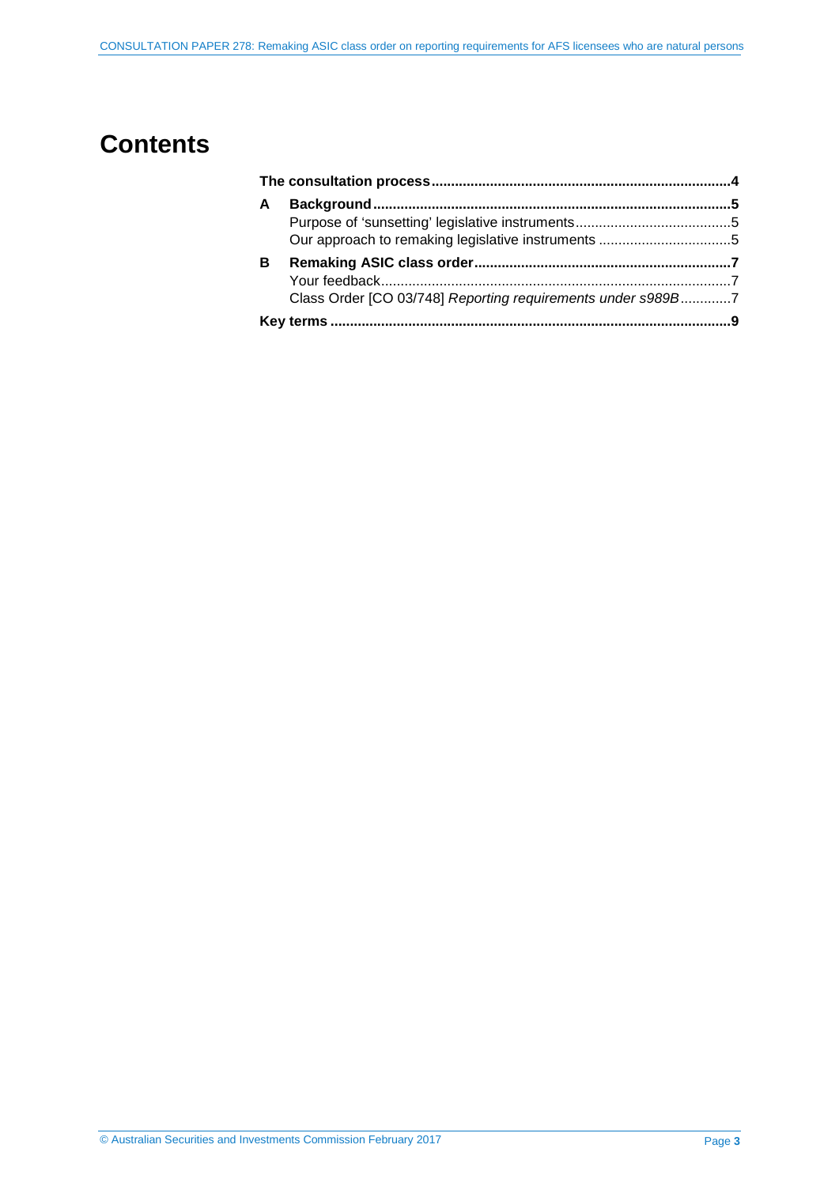# Contents

**The consultation process** .......... **4**

**A Background** .......... **5**

- Purpose of 'sunsetting' legislative instruments .......... 5
- Our approach to remaking legislative instruments .......... 5

**B Remaking ASIC class order** .......... **7**

- Your feedback .......... 7
- Class Order [CO 03/748] *Reporting requirements under s989B* .......... 7

**Key terms** .......... **9**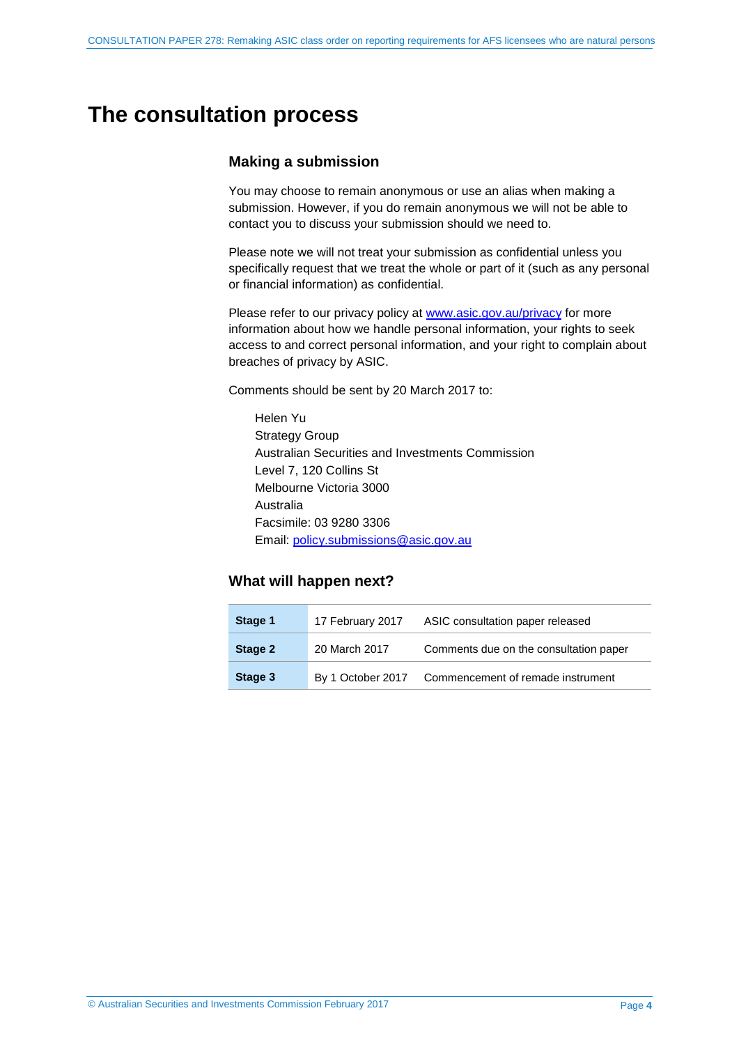# The consultation process

## Making a submission

You may choose to remain anonymous or use an alias when making a submission. However, if you do remain anonymous we will not be able to contact you to discuss your submission should we need to.

Please note we will not treat your submission as confidential unless you specifically request that we treat the whole or part of it (such as any personal or financial information) as confidential.

Please refer to our privacy policy at www.asic.gov.au/privacy for more information about how we handle personal information, your rights to seek access to and correct personal information, and your right to complain about breaches of privacy by ASIC.

Comments should be sent by 20 March 2017 to:

Helen Yu
Strategy Group
Australian Securities and Investments Commission
Level 7, 120 Collins St
Melbourne Victoria 3000
Australia
Facsimile: 03 9280 3306
Email: policy.submissions@asic.gov.au

## What will happen next?

| | | |
|---|---|---|
| **Stage 1** | 17 February 2017 | ASIC consultation paper released |
| **Stage 2** | 20 March 2017 | Comments due on the consultation paper |
| **Stage 3** | By 1 October 2017 | Commencement of remade instrument |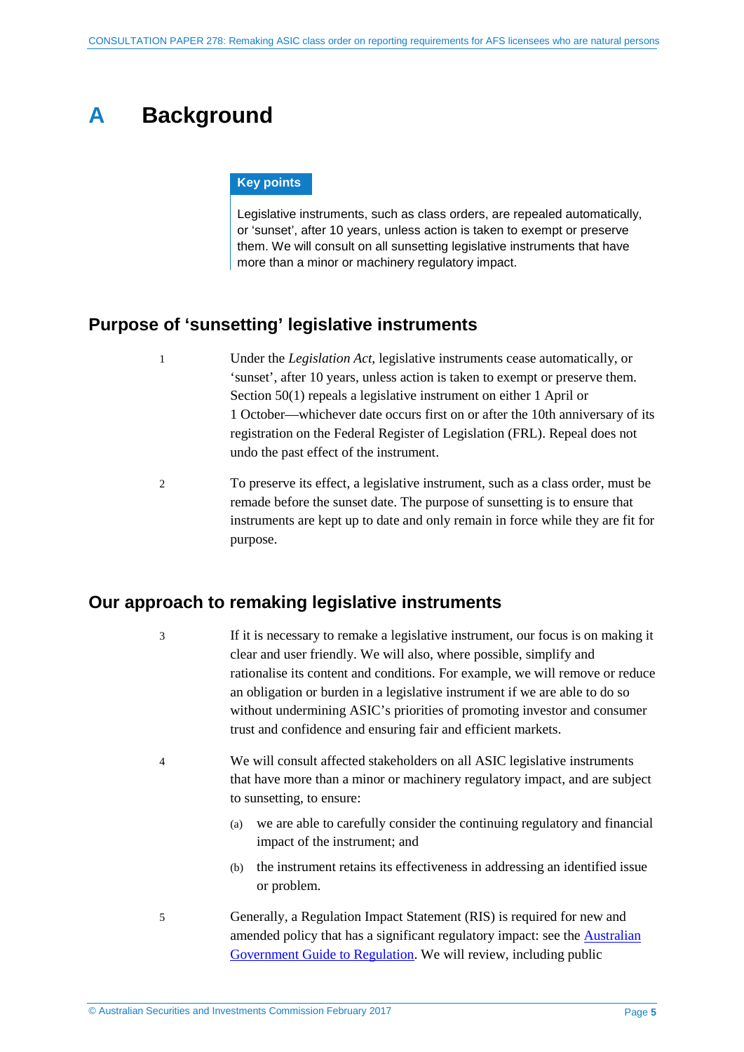# A Background

**Key points**

Legislative instruments, such as class orders, are repealed automatically, or 'sunset', after 10 years, unless action is taken to exempt or preserve them. We will consult on all sunsetting legislative instruments that have more than a minor or machinery regulatory impact.

## Purpose of 'sunsetting' legislative instruments

1 Under the *Legislation Act*, legislative instruments cease automatically, or 'sunset', after 10 years, unless action is taken to exempt or preserve them. Section 50(1) repeals a legislative instrument on either 1 April or 1 October—whichever date occurs first on or after the 10th anniversary of its registration on the Federal Register of Legislation (FRL). Repeal does not undo the past effect of the instrument.

2 To preserve its effect, a legislative instrument, such as a class order, must be remade before the sunset date. The purpose of sunsetting is to ensure that instruments are kept up to date and only remain in force while they are fit for purpose.

## Our approach to remaking legislative instruments

3 If it is necessary to remake a legislative instrument, our focus is on making it clear and user friendly. We will also, where possible, simplify and rationalise its content and conditions. For example, we will remove or reduce an obligation or burden in a legislative instrument if we are able to do so without undermining ASIC's priorities of promoting investor and consumer trust and confidence and ensuring fair and efficient markets.

4 We will consult affected stakeholders on all ASIC legislative instruments that have more than a minor or machinery regulatory impact, and are subject to sunsetting, to ensure:

(a) we are able to carefully consider the continuing regulatory and financial impact of the instrument; and

(b) the instrument retains its effectiveness in addressing an identified issue or problem.

5 Generally, a Regulation Impact Statement (RIS) is required for new and amended policy that has a significant regulatory impact: see the Australian Government Guide to Regulation. We will review, including public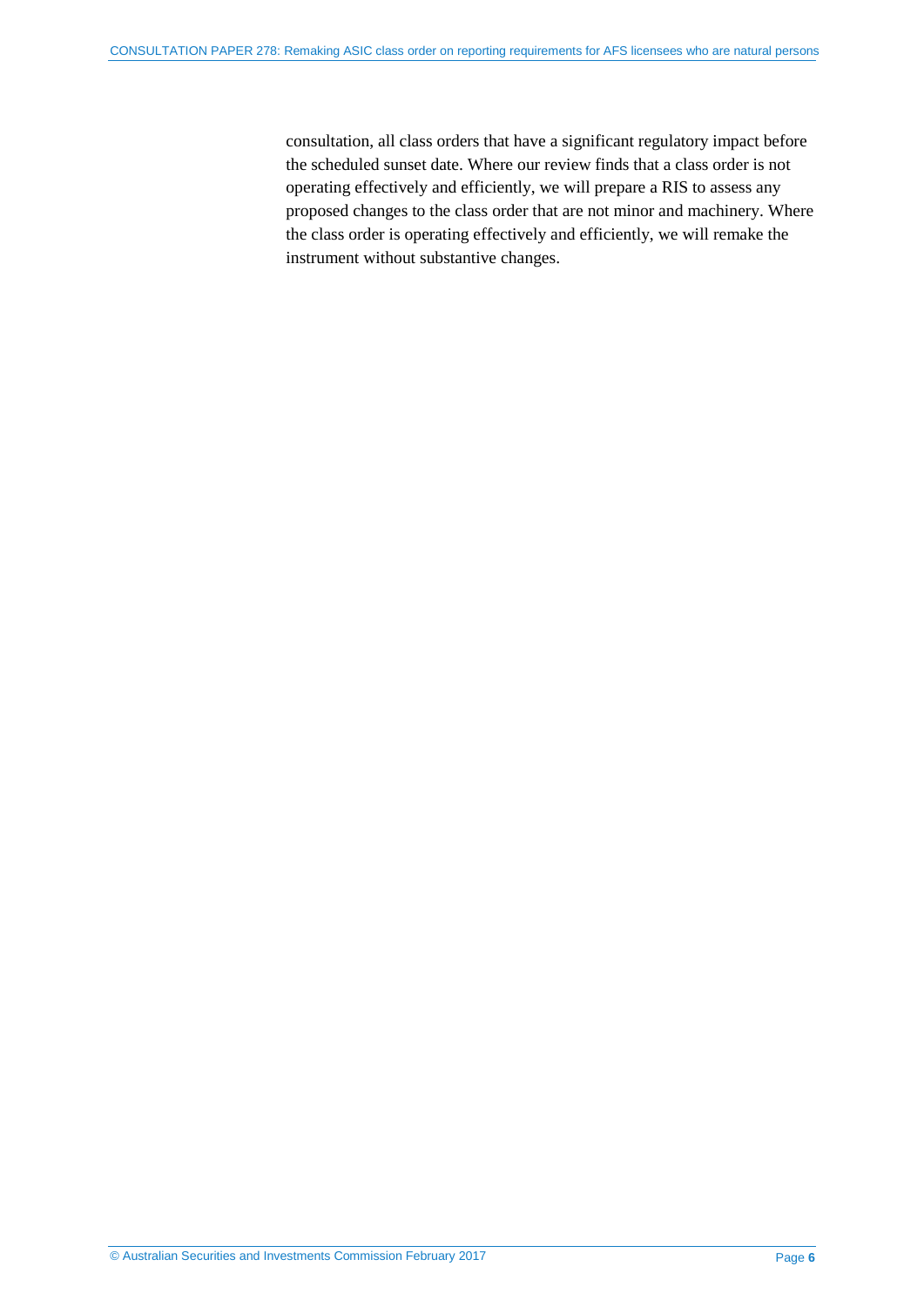consultation, all class orders that have a significant regulatory impact before the scheduled sunset date. Where our review finds that a class order is not operating effectively and efficiently, we will prepare a RIS to assess any proposed changes to the class order that are not minor and machinery. Where the class order is operating effectively and efficiently, we will remake the instrument without substantive changes.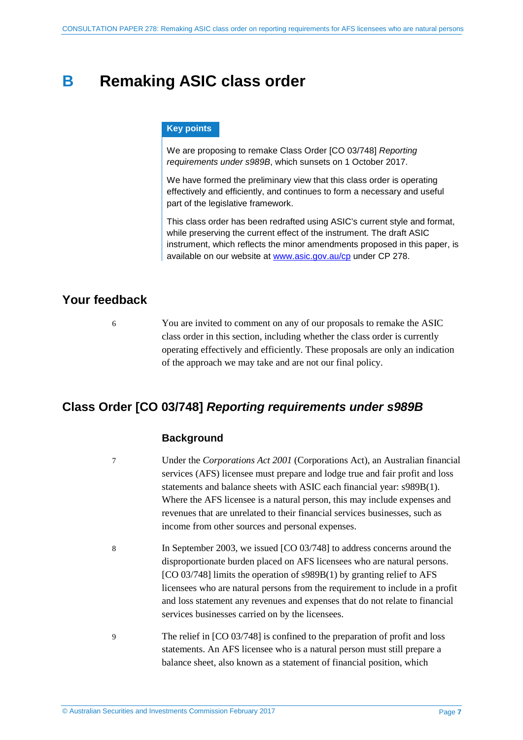# B Remaking ASIC class order

**Key points**

We are proposing to remake Class Order [CO 03/748] *Reporting requirements under s989B*, which sunsets on 1 October 2017.

We have formed the preliminary view that this class order is operating effectively and efficiently, and continues to form a necessary and useful part of the legislative framework.

This class order has been redrafted using ASIC's current style and format, while preserving the current effect of the instrument. The draft ASIC instrument, which reflects the minor amendments proposed in this paper, is available on our website at www.asic.gov.au/cp under CP 278.

## Your feedback

6 You are invited to comment on any of our proposals to remake the ASIC class order in this section, including whether the class order is currently operating effectively and efficiently. These proposals are only an indication of the approach we may take and are not our final policy.

## Class Order [CO 03/748] *Reporting requirements under s989B*

### Background

7 Under the *Corporations Act 2001* (Corporations Act), an Australian financial services (AFS) licensee must prepare and lodge true and fair profit and loss statements and balance sheets with ASIC each financial year: s989B(1). Where the AFS licensee is a natural person, this may include expenses and revenues that are unrelated to their financial services businesses, such as income from other sources and personal expenses.

8 In September 2003, we issued [CO 03/748] to address concerns around the disproportionate burden placed on AFS licensees who are natural persons. [CO 03/748] limits the operation of s989B(1) by granting relief to AFS licensees who are natural persons from the requirement to include in a profit and loss statement any revenues and expenses that do not relate to financial services businesses carried on by the licensees.

9 The relief in [CO 03/748] is confined to the preparation of profit and loss statements. An AFS licensee who is a natural person must still prepare a balance sheet, also known as a statement of financial position, which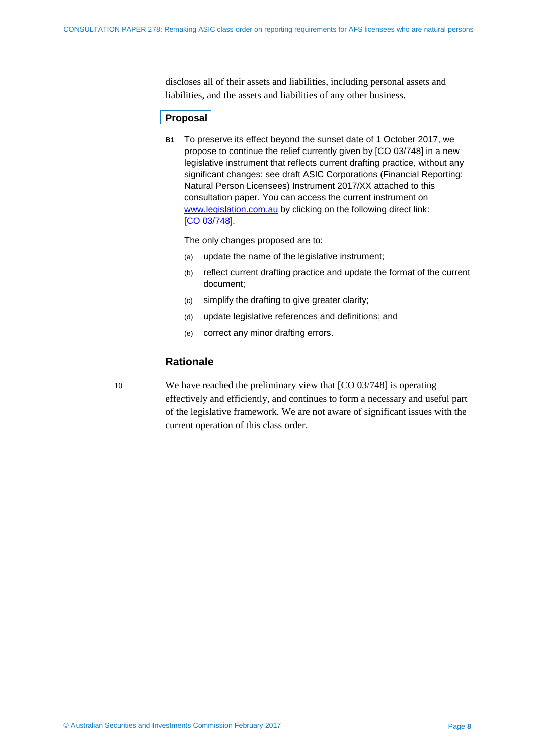discloses all of their assets and liabilities, including personal assets and liabilities, and the assets and liabilities of any other business.

## Proposal

**B1** To preserve its effect beyond the sunset date of 1 October 2017, we propose to continue the relief currently given by [CO 03/748] in a new legislative instrument that reflects current drafting practice, without any significant changes: see draft ASIC Corporations (Financial Reporting: Natural Person Licensees) Instrument 2017/XX attached to this consultation paper. You can access the current instrument on www.legislation.com.au by clicking on the following direct link: [CO 03/748].

The only changes proposed are to:

(a) update the name of the legislative instrument;

(b) reflect current drafting practice and update the format of the current document;

(c) simplify the drafting to give greater clarity;

(d) update legislative references and definitions; and

(e) correct any minor drafting errors.

## Rationale

10 We have reached the preliminary view that [CO 03/748] is operating effectively and efficiently, and continues to form a necessary and useful part of the legislative framework. We are not aware of significant issues with the current operation of this class order.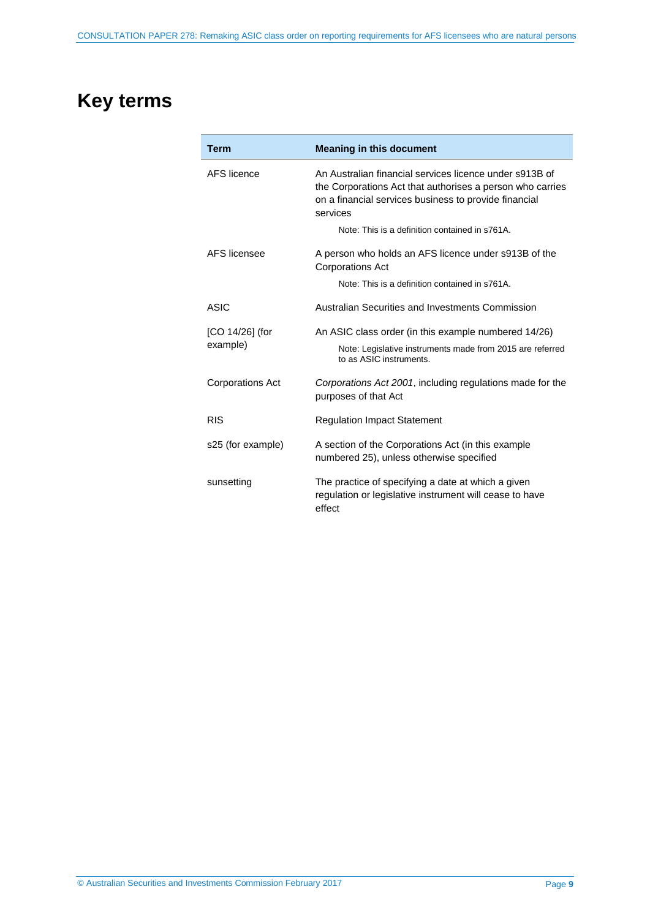# Key terms

| Term | Meaning in this document |
|---|---|
| AFS licence | An Australian financial services licence under s913B of the Corporations Act that authorises a person who carries on a financial services business to provide financial services<br><br>Note: This is a definition contained in s761A. |
| AFS licensee | A person who holds an AFS licence under s913B of the Corporations Act<br><br>Note: This is a definition contained in s761A. |
| ASIC | Australian Securities and Investments Commission |
| [CO 14/26] (for example) | An ASIC class order (in this example numbered 14/26)<br><br>Note: Legislative instruments made from 2015 are referred to as ASIC instruments. |
| Corporations Act | *Corporations Act 2001*, including regulations made for the purposes of that Act |
| RIS | Regulation Impact Statement |
| s25 (for example) | A section of the Corporations Act (in this example numbered 25), unless otherwise specified |
| sunsetting | The practice of specifying a date at which a given regulation or legislative instrument will cease to have effect |